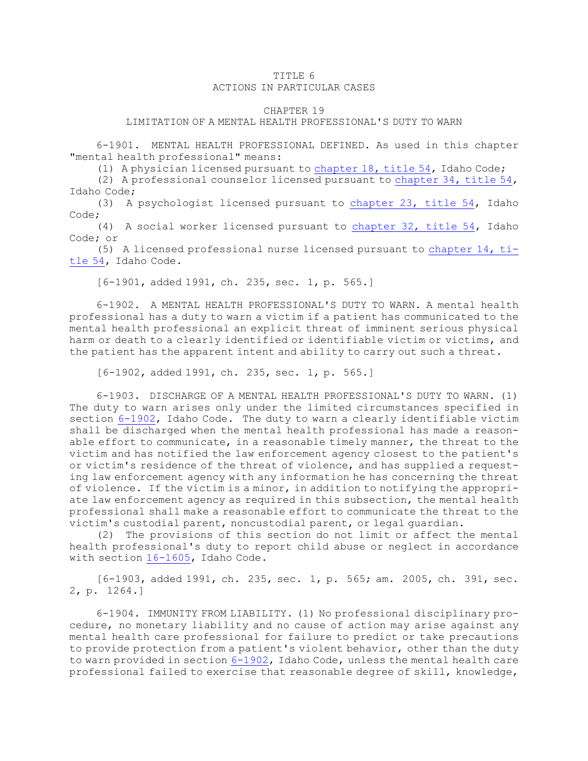# TITLE 6
# ACTIONS IN PARTICULAR CASES

## CHAPTER 19
## LIMITATION OF A MENTAL HEALTH PROFESSIONAL'S DUTY TO WARN

6-1901. MENTAL HEALTH PROFESSIONAL DEFINED. As used in this chapter "mental health professional" means:

(1) A physician licensed pursuant to chapter 18, title 54, Idaho Code;

(2) A professional counselor licensed pursuant to chapter 34, title 54, Idaho Code;

(3) A psychologist licensed pursuant to chapter 23, title 54, Idaho Code;

(4) A social worker licensed pursuant to chapter 32, title 54, Idaho Code; or

(5) A licensed professional nurse licensed pursuant to chapter 14, title 54, Idaho Code.

[6-1901, added 1991, ch. 235, sec. 1, p. 565.]

6-1902. A MENTAL HEALTH PROFESSIONAL'S DUTY TO WARN. A mental health professional has a duty to warn a victim if a patient has communicated to the mental health professional an explicit threat of imminent serious physical harm or death to a clearly identified or identifiable victim or victims, and the patient has the apparent intent and ability to carry out such a threat.

[6-1902, added 1991, ch. 235, sec. 1, p. 565.]

6-1903. DISCHARGE OF A MENTAL HEALTH PROFESSIONAL'S DUTY TO WARN. (1) The duty to warn arises only under the limited circumstances specified in section 6-1902, Idaho Code. The duty to warn a clearly identifiable victim shall be discharged when the mental health professional has made a reasonable effort to communicate, in a reasonable timely manner, the threat to the victim and has notified the law enforcement agency closest to the patient's or victim's residence of the threat of violence, and has supplied a requesting law enforcement agency with any information he has concerning the threat of violence. If the victim is a minor, in addition to notifying the appropriate law enforcement agency as required in this subsection, the mental health professional shall make a reasonable effort to communicate the threat to the victim's custodial parent, noncustodial parent, or legal guardian.

(2) The provisions of this section do not limit or affect the mental health professional's duty to report child abuse or neglect in accordance with section 16-1605, Idaho Code.

[6-1903, added 1991, ch. 235, sec. 1, p. 565; am. 2005, ch. 391, sec. 2, p. 1264.]

6-1904. IMMUNITY FROM LIABILITY. (1) No professional disciplinary procedure, no monetary liability and no cause of action may arise against any mental health care professional for failure to predict or take precautions to provide protection from a patient's violent behavior, other than the duty to warn provided in section 6-1902, Idaho Code, unless the mental health care professional failed to exercise that reasonable degree of skill, knowledge,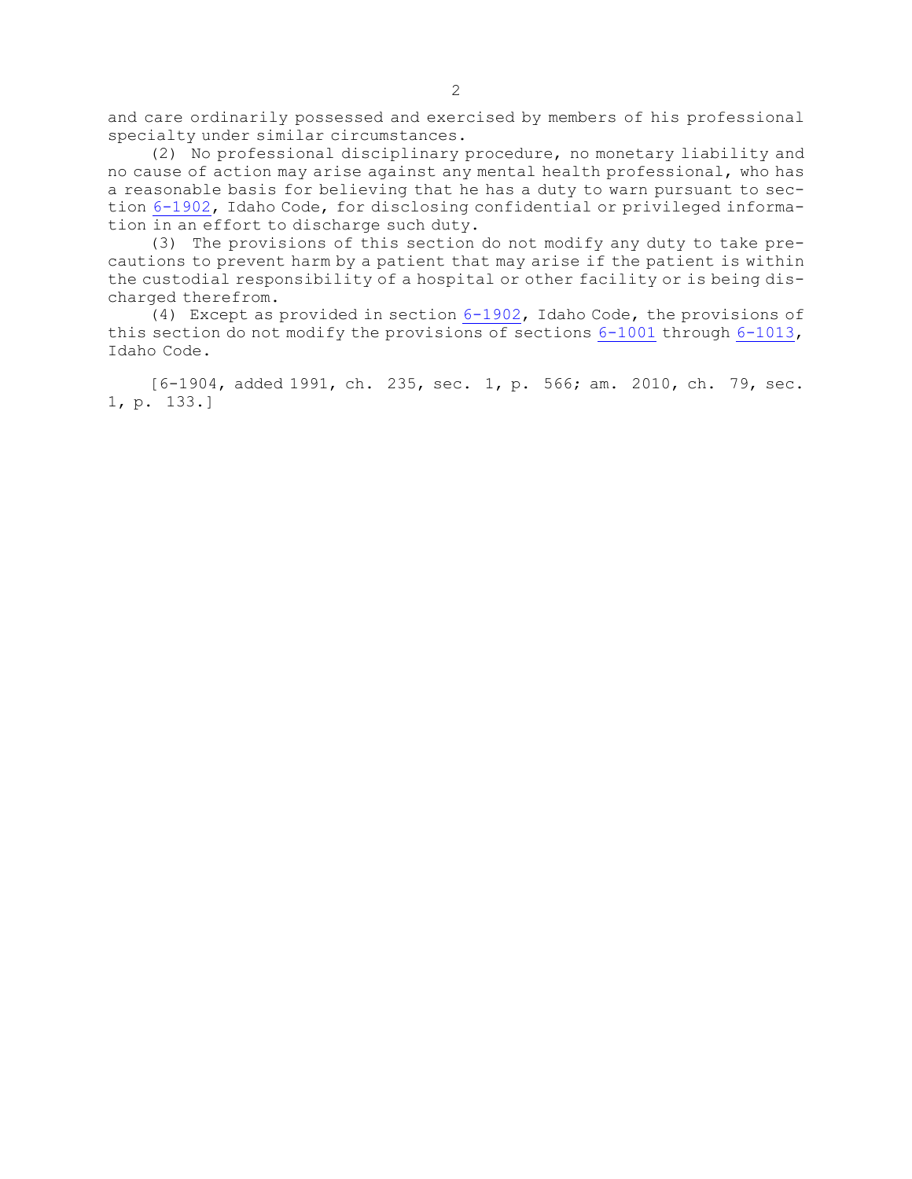and care ordinarily possessed and exercised by members of his professional specialty under similar circumstances.

(2) No professional disciplinary procedure, no monetary liability and no cause of action may arise against any mental health professional, who has a reasonable basis for believing that he has a duty to warn pursuant to section 6-1902, Idaho Code, for disclosing confidential or privileged information in an effort to discharge such duty.

(3) The provisions of this section do not modify any duty to take precautions to prevent harm by a patient that may arise if the patient is within the custodial responsibility of a hospital or other facility or is being discharged therefrom.

(4) Except as provided in section 6-1902, Idaho Code, the provisions of this section do not modify the provisions of sections 6-1001 through 6-1013, Idaho Code.

[6-1904, added 1991, ch. 235, sec. 1, p. 566; am. 2010, ch. 79, sec. 1, p. 133.]